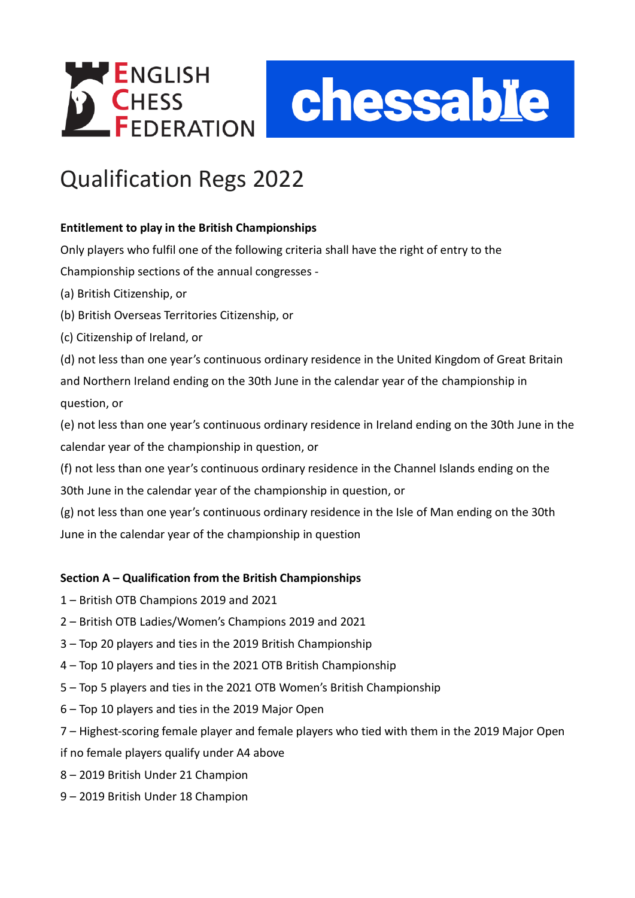# Qualification Regs 2022

**Entitlement to play in the British Championships**

Only players who fulfil one of the following criteria shall have the right of entry to the Championship sections of the annual congresses -

(a) British Citizenship, or

(b) British Overseas Territories Citizenship, or

(c) Citizenship of Ireland, or

(d) not less than one year's continuous ordinary residence in the United Kingdom of Great Britain and Northern Ireland ending on the 30th June in the calendar year of the championship in question, or

(e) not less than one year's continuous ordinary residence in Ireland ending on the 30th June in the calendar year of the championship in question, or

(f) not less than one year's continuous ordinary residence in the Channel Islands ending on the 30th June in the calendar year of the championship in question, or

(g) not less than one year's continuous ordinary residence in the Isle of Man ending on the 30th June in the calendar year of the championship in question

**Section A – Qualification from the British Championships**

1 – British OTB Champions 2019 and 2021

2 – British OTB Ladies/Women's Champions 2019 and 2021

3 – Top 20 players and ties in the 2019 British Championship

4 – Top 10 players and ties in the 2021 OTB British Championship

5 – Top 5 players and ties in the 2021 OTB Women's British Championship

6 – Top 10 players and ties in the 2019 Major Open

7 – Highest-scoring female player and female players who tied with them in the 2019 Major Open if no female players qualify under A4 above

8 – 2019 British Under 21 Champion

9 – 2019 British Under 18 Champion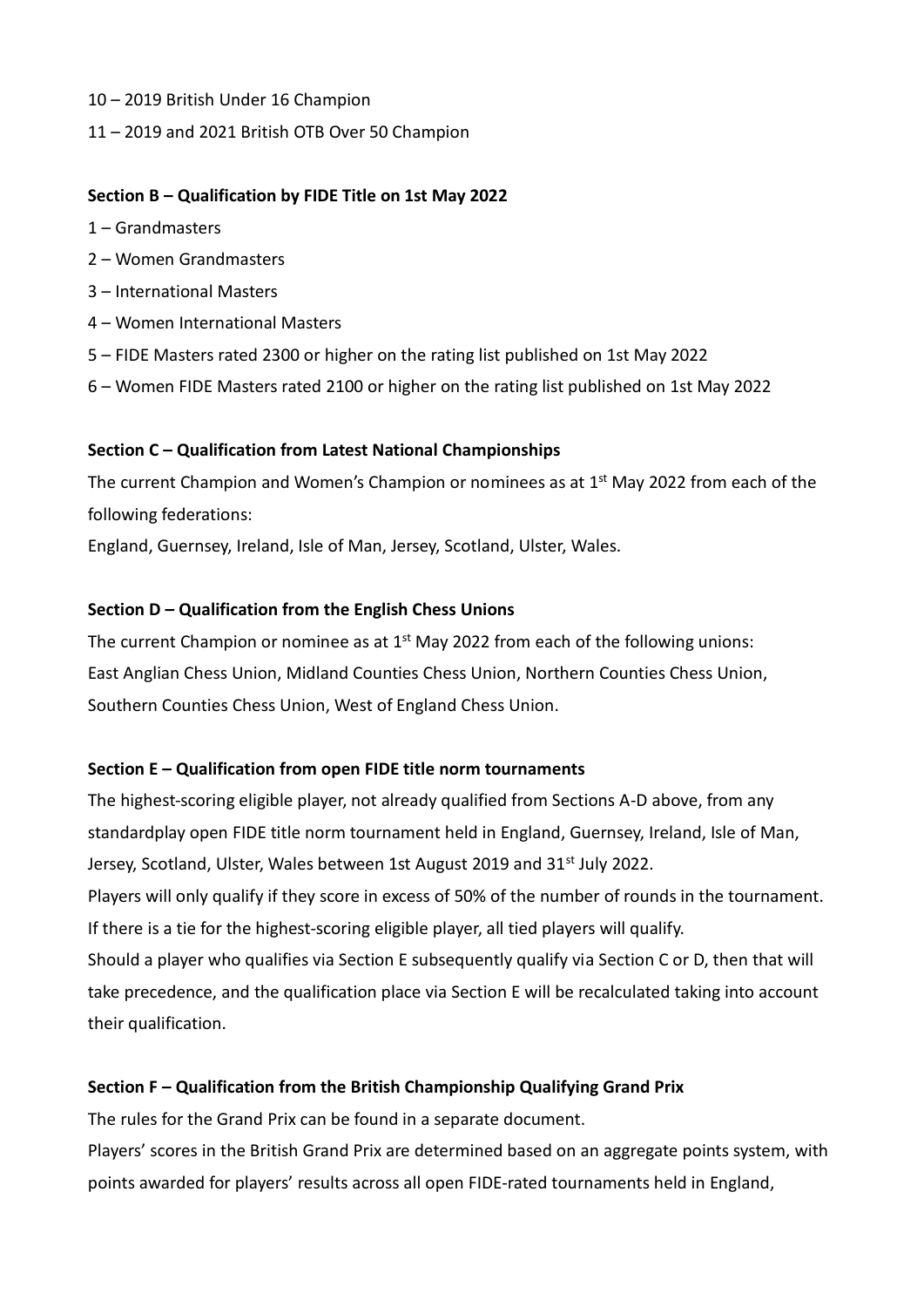10 – 2019 British Under 16 Champion

11 – 2019 and 2021 British OTB Over 50 Champion

**Section B – Qualification by FIDE Title on 1st May 2022**

1 – Grandmasters

2 – Women Grandmasters

3 – International Masters

4 – Women International Masters

5 – FIDE Masters rated 2300 or higher on the rating list published on 1st May 2022

6 – Women FIDE Masters rated 2100 or higher on the rating list published on 1st May 2022

**Section C – Qualification from Latest National Championships**

The current Champion and Women's Champion or nominees as at 1st May 2022 from each of the following federations:

England, Guernsey, Ireland, Isle of Man, Jersey, Scotland, Ulster, Wales.

**Section D – Qualification from the English Chess Unions**

The current Champion or nominee as at 1st May 2022 from each of the following unions:
East Anglian Chess Union, Midland Counties Chess Union, Northern Counties Chess Union, Southern Counties Chess Union, West of England Chess Union.

**Section E – Qualification from open FIDE title norm tournaments**

The highest-scoring eligible player, not already qualified from Sections A-D above, from any standardplay open FIDE title norm tournament held in England, Guernsey, Ireland, Isle of Man, Jersey, Scotland, Ulster, Wales between 1st August 2019 and 31st July 2022.

Players will only qualify if they score in excess of 50% of the number of rounds in the tournament.

If there is a tie for the highest-scoring eligible player, all tied players will qualify.

Should a player who qualifies via Section E subsequently qualify via Section C or D, then that will take precedence, and the qualification place via Section E will be recalculated taking into account their qualification.

**Section F – Qualification from the British Championship Qualifying Grand Prix**

The rules for the Grand Prix can be found in a separate document.

Players' scores in the British Grand Prix are determined based on an aggregate points system, with points awarded for players' results across all open FIDE-rated tournaments held in England,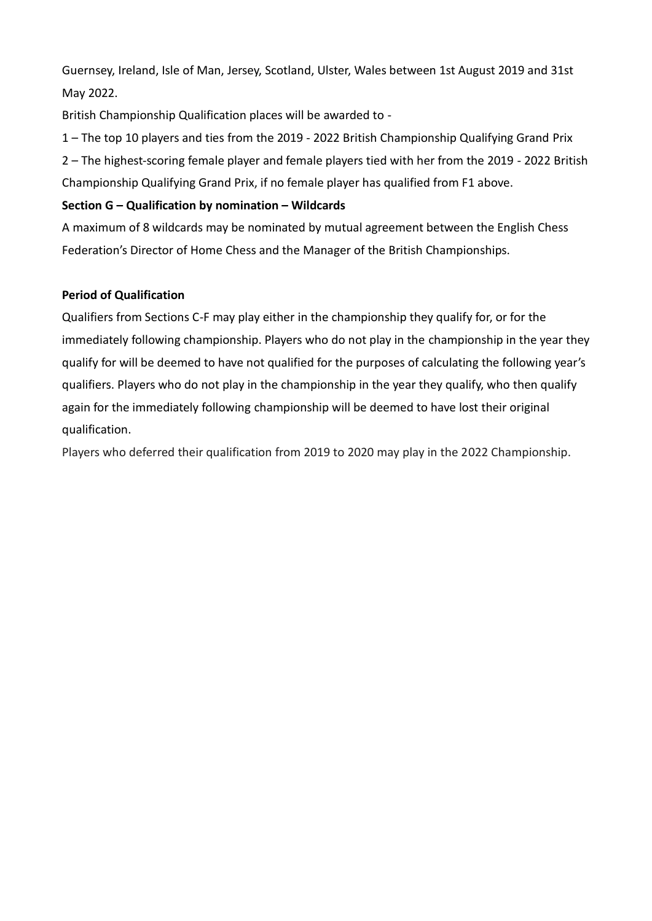Guernsey, Ireland, Isle of Man, Jersey, Scotland, Ulster, Wales between 1st August 2019 and 31st May 2022.

British Championship Qualification places will be awarded to -

1 – The top 10 players and ties from the 2019 - 2022 British Championship Qualifying Grand Prix

2 – The highest-scoring female player and female players tied with her from the 2019 - 2022 British Championship Qualifying Grand Prix, if no female player has qualified from F1 above.

**Section G – Qualification by nomination – Wildcards**

A maximum of 8 wildcards may be nominated by mutual agreement between the English Chess Federation's Director of Home Chess and the Manager of the British Championships.

**Period of Qualification**

Qualifiers from Sections C-F may play either in the championship they qualify for, or for the immediately following championship. Players who do not play in the championship in the year they qualify for will be deemed to have not qualified for the purposes of calculating the following year's qualifiers. Players who do not play in the championship in the year they qualify, who then qualify again for the immediately following championship will be deemed to have lost their original qualification.

Players who deferred their qualification from 2019 to 2020 may play in the 2022 Championship.